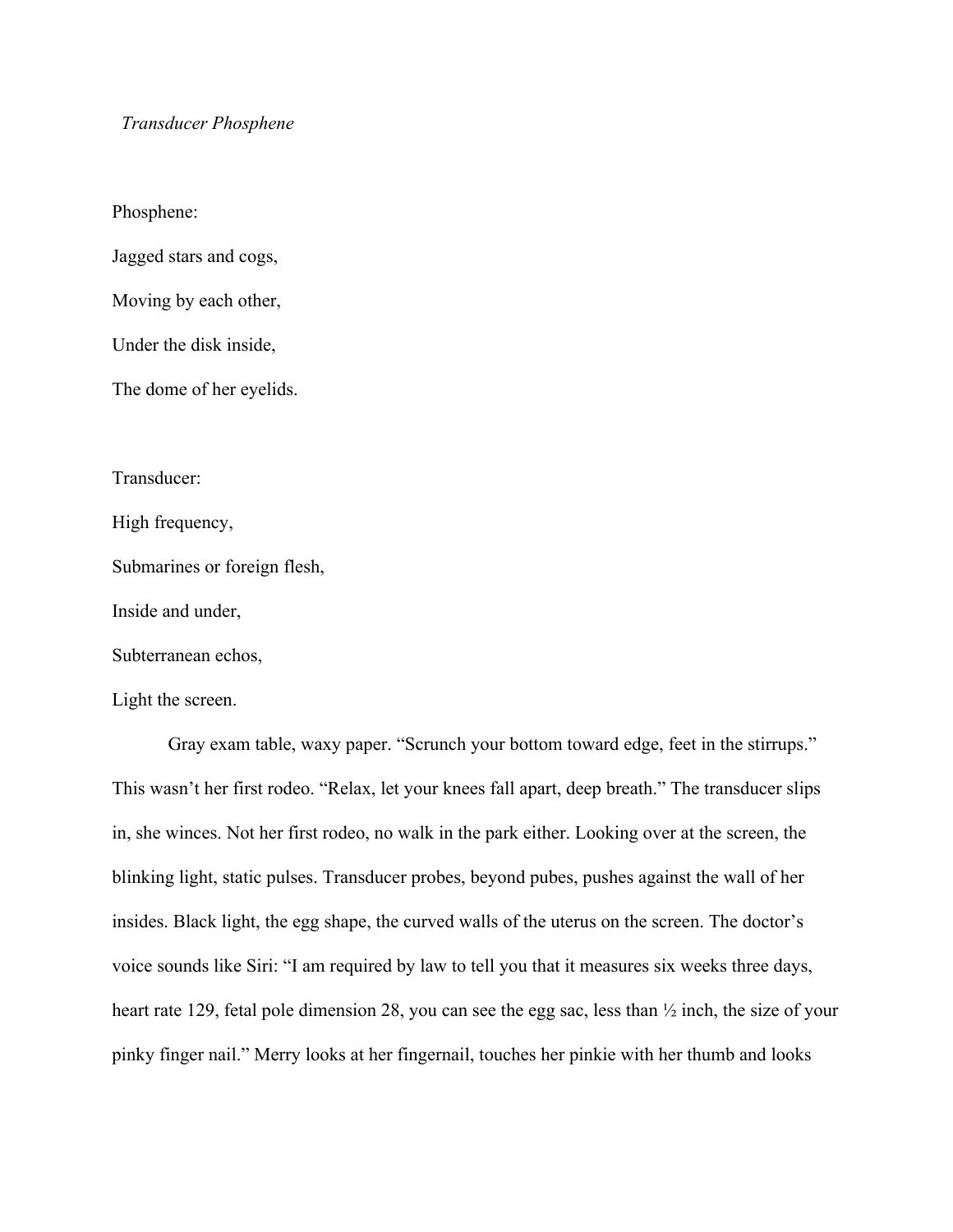*Transducer Phosphene*

Phosphene:

Jagged stars and cogs,

Moving by each other,

Under the disk inside,

The dome of her eyelids.

Transducer:

High frequency,

Submarines or foreign flesh,

Inside and under,

Subterranean echos,

Light the screen.

Gray exam table, waxy paper. "Scrunch your bottom toward edge, feet in the stirrups." This wasn't her first rodeo. "Relax, let your knees fall apart, deep breath." The transducer slips in, she winces. Not her first rodeo, no walk in the park either. Looking over at the screen, the blinking light, static pulses. Transducer probes, beyond pubes, pushes against the wall of her insides. Black light, the egg shape, the curved walls of the uterus on the screen. The doctor's voice sounds like Siri: "I am required by law to tell you that it measures six weeks three days, heart rate 129, fetal pole dimension 28, you can see the egg sac, less than ½ inch, the size of your pinky finger nail." Merry looks at her fingernail, touches her pinkie with her thumb and looks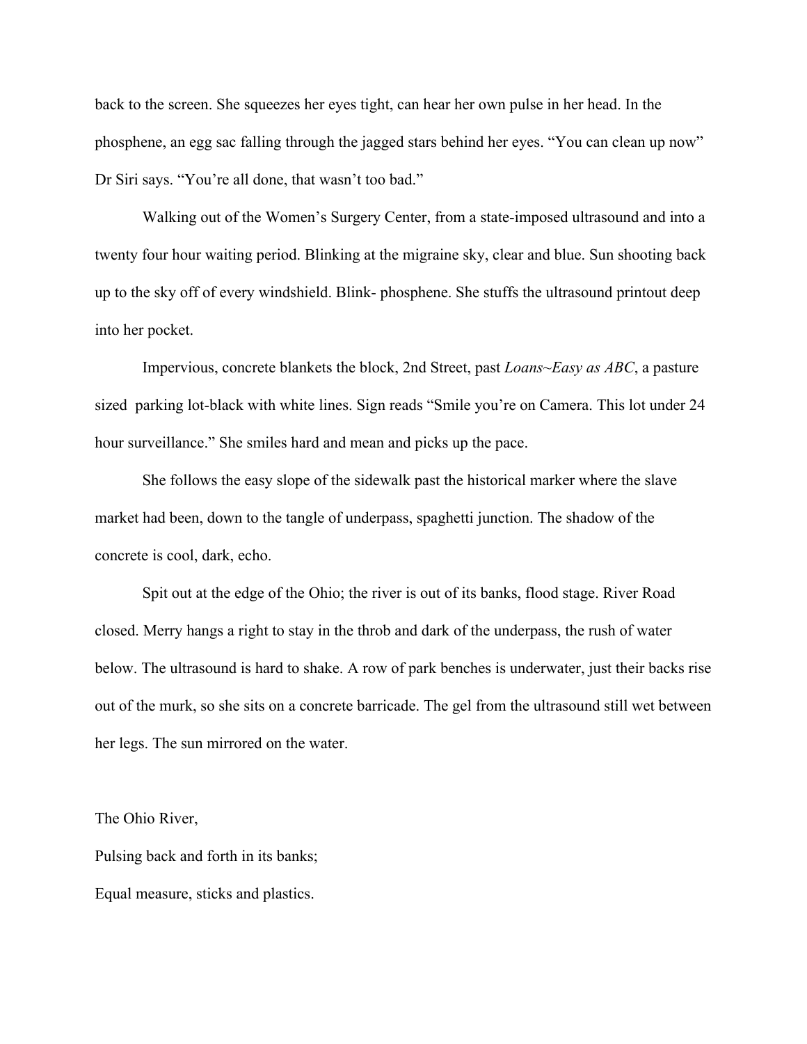back to the screen. She squeezes her eyes tight, can hear her own pulse in her head. In the phosphene, an egg sac falling through the jagged stars behind her eyes. “You can clean up now” Dr Siri says. “You’re all done, that wasn’t too bad.”

Walking out of the Women’s Surgery Center, from a state-imposed ultrasound and into a twenty four hour waiting period. Blinking at the migraine sky, clear and blue. Sun shooting back up to the sky off of every windshield. Blink- phosphene. She stuffs the ultrasound printout deep into her pocket.

Impervious, concrete blankets the block, 2nd Street, past *Loans~Easy as ABC*, a pasture sized parking lot-black with white lines. Sign reads “Smile you’re on Camera. This lot under 24 hour surveillance.” She smiles hard and mean and picks up the pace.

She follows the easy slope of the sidewalk past the historical marker where the slave market had been, down to the tangle of underpass, spaghetti junction. The shadow of the concrete is cool, dark, echo.

Spit out at the edge of the Ohio; the river is out of its banks, flood stage. River Road closed. Merry hangs a right to stay in the throb and dark of the underpass, the rush of water below. The ultrasound is hard to shake. A row of park benches is underwater, just their backs rise out of the murk, so she sits on a concrete barricade. The gel from the ultrasound still wet between her legs. The sun mirrored on the water.

The Ohio River,  
Pulsing back and forth in its banks;  
Equal measure, sticks and plastics.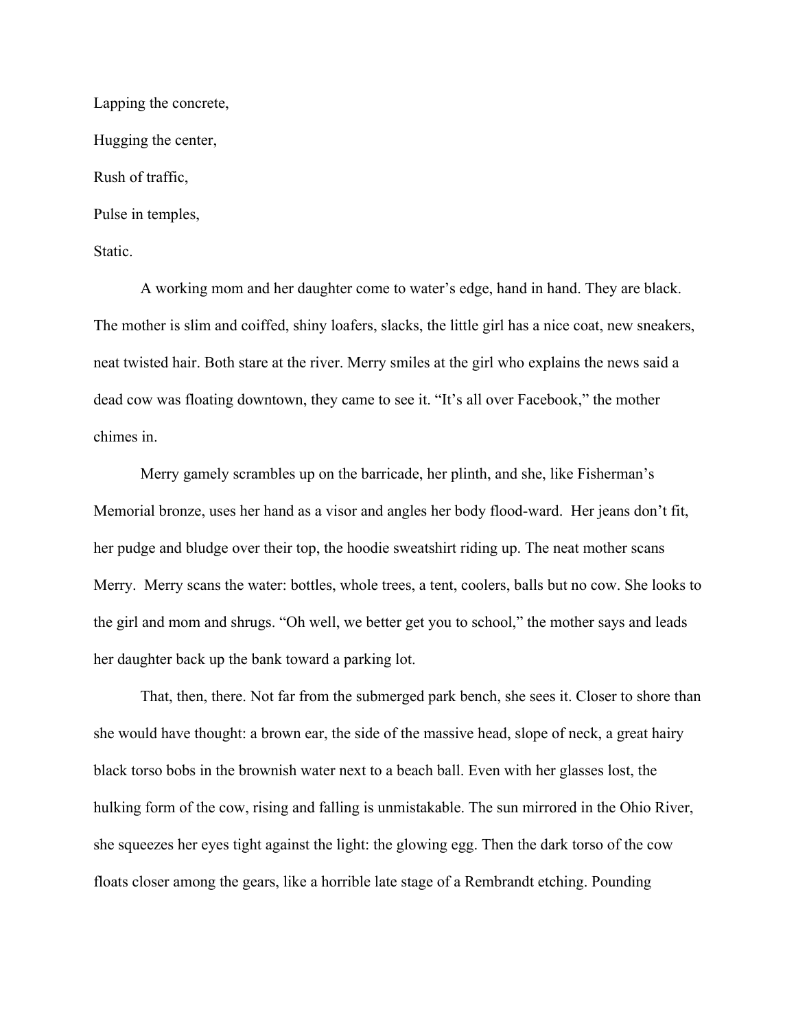Lapping the concrete,

Hugging the center,

Rush of traffic,

Pulse in temples,

Static.

A working mom and her daughter come to water's edge, hand in hand. They are black. The mother is slim and coiffed, shiny loafers, slacks, the little girl has a nice coat, new sneakers, neat twisted hair. Both stare at the river. Merry smiles at the girl who explains the news said a dead cow was floating downtown, they came to see it. "It's all over Facebook," the mother chimes in.

Merry gamely scrambles up on the barricade, her plinth, and she, like Fisherman's Memorial bronze, uses her hand as a visor and angles her body flood-ward. Her jeans don't fit, her pudge and bludge over their top, the hoodie sweatshirt riding up. The neat mother scans Merry. Merry scans the water: bottles, whole trees, a tent, coolers, balls but no cow. She looks to the girl and mom and shrugs. "Oh well, we better get you to school," the mother says and leads her daughter back up the bank toward a parking lot.

That, then, there. Not far from the submerged park bench, she sees it. Closer to shore than she would have thought: a brown ear, the side of the massive head, slope of neck, a great hairy black torso bobs in the brownish water next to a beach ball. Even with her glasses lost, the hulking form of the cow, rising and falling is unmistakable. The sun mirrored in the Ohio River, she squeezes her eyes tight against the light: the glowing egg. Then the dark torso of the cow floats closer among the gears, like a horrible late stage of a Rembrandt etching. Pounding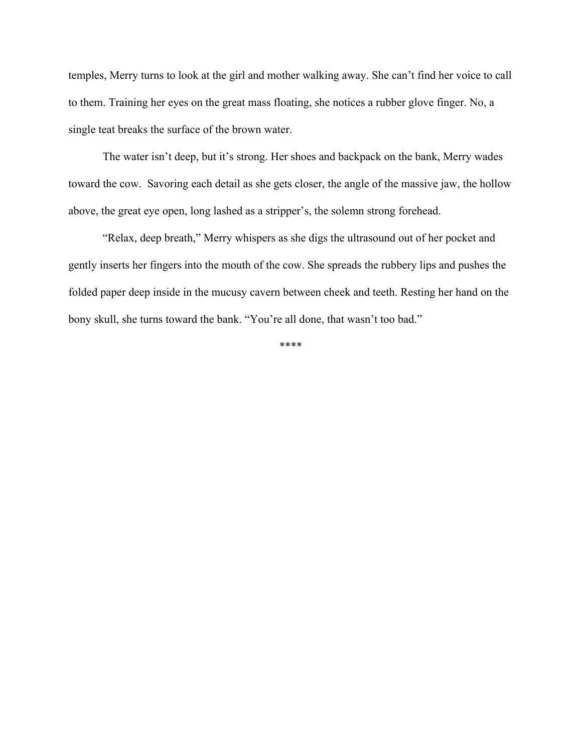temples, Merry turns to look at the girl and mother walking away. She can't find her voice to call to them. Training her eyes on the great mass floating, she notices a rubber glove finger. No, a single teat breaks the surface of the brown water.

The water isn't deep, but it's strong. Her shoes and backpack on the bank, Merry wades toward the cow. Savoring each detail as she gets closer, the angle of the massive jaw, the hollow above, the great eye open, long lashed as a stripper's, the solemn strong forehead.

"Relax, deep breath," Merry whispers as she digs the ultrasound out of her pocket and gently inserts her fingers into the mouth of the cow. She spreads the rubbery lips and pushes the folded paper deep inside in the mucusy cavern between cheek and teeth. Resting her hand on the bony skull, she turns toward the bank. "You're all done, that wasn't too bad."

****